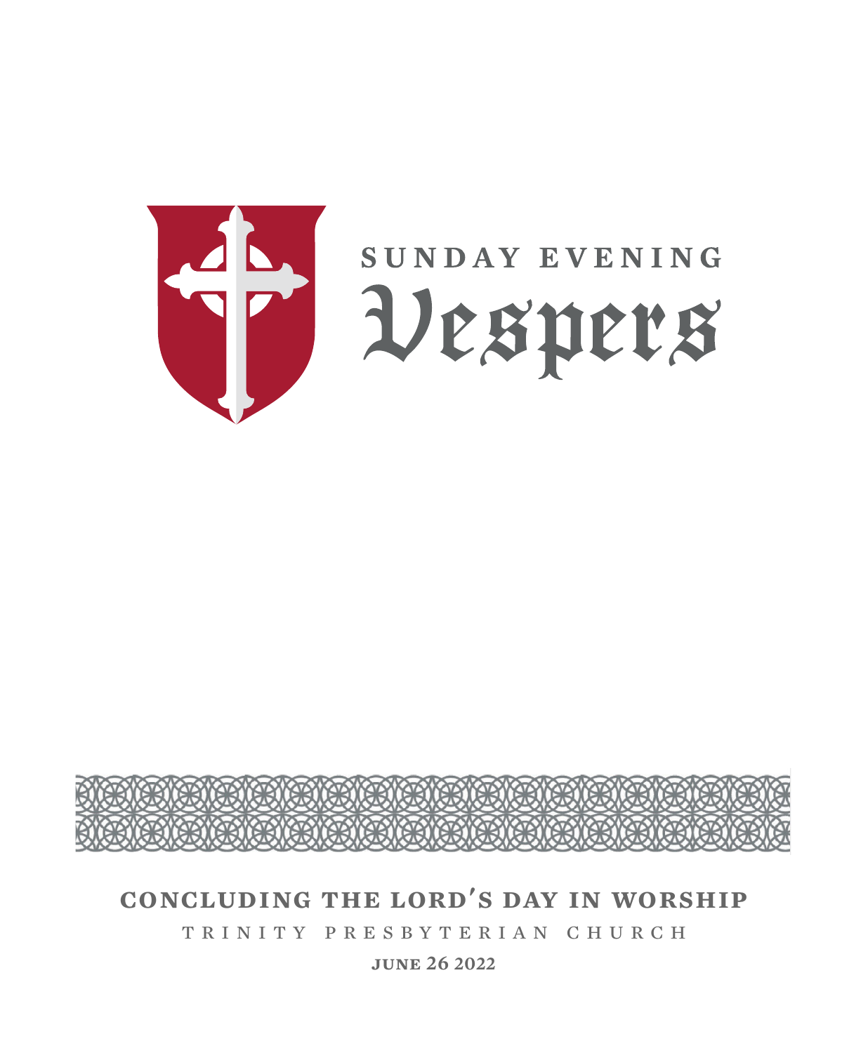



# **concluding the lord's day in worship**

trinity presbyterian church

**june 26 2022**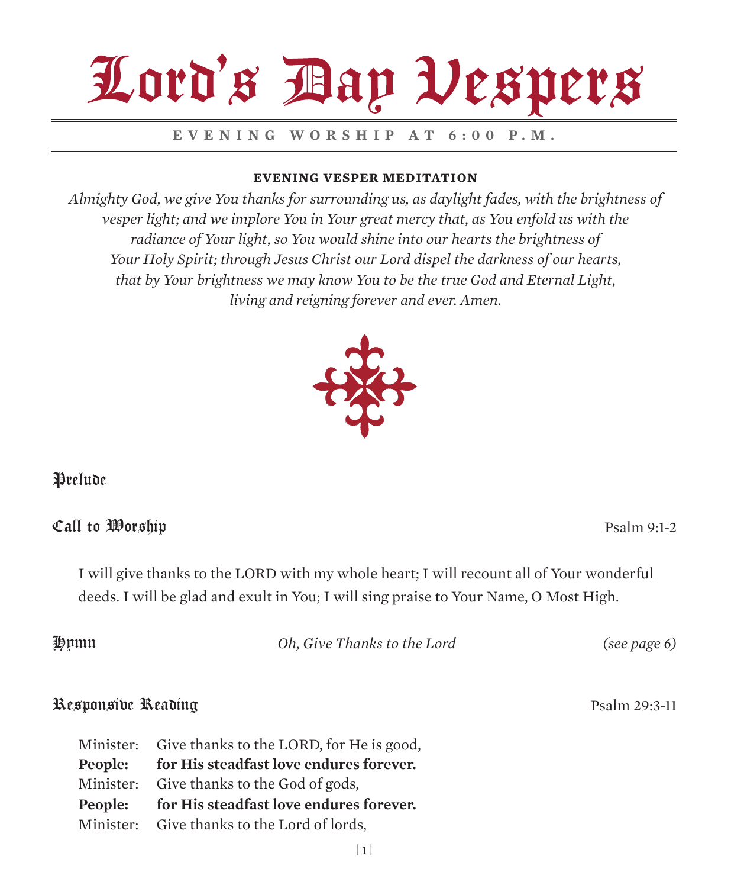# Lord's Map Vespers

**EVENING WORSHIP AT 6:00 P.M.** 

### **evening vesper Meditation**

*Almighty God, we give You thanks for surrounding us, as daylight fades, with the brightness of vesper light; and we implore You in Your great mercy that, as You enfold us with the radiance of Your light, so You would shine into our hearts the brightness of Your Holy Spirit; through Jesus Christ our Lord dispel the darkness of our hearts, that by Your brightness we may know You to be the true God and Eternal Light, living and reigning forever and ever. Amen.*



# Prelude

# Call to Worship Psalm 9:1-2

I will give thanks to the LORD with my whole heart; I will recount all of Your wonderful deeds. I will be glad and exult in You; I will sing praise to Your Name, O Most High.

Hymn *Oh, Give Thanks to the Lord (see page 6)*

# Responsive Reading Psalm 29:3-11

| Minister: Give thanks to the LORD, for He is good, |
|----------------------------------------------------|
| People: for His steadfast love endures forever.    |
| Minister: Give thanks to the God of gods,          |
| People: for His steadfast love endures forever.    |
| Minister: Give thanks to the Lord of lords,        |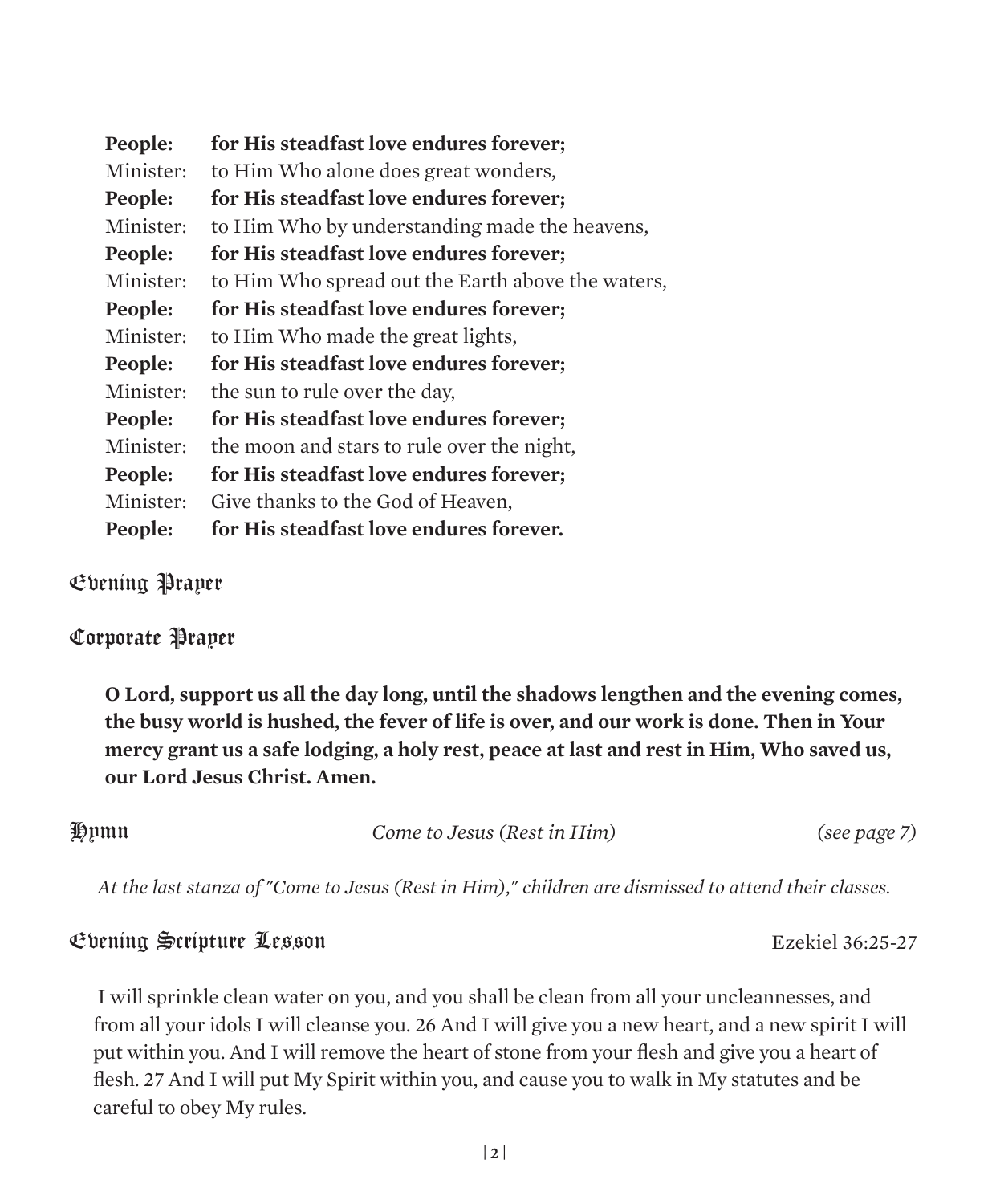| People:   | for His steadfast love endures forever;           |
|-----------|---------------------------------------------------|
| Minister: | to Him Who alone does great wonders,              |
| People:   | for His steadfast love endures forever;           |
| Minister: | to Him Who by understanding made the heavens,     |
| People:   | for His steadfast love endures forever;           |
| Minister: | to Him Who spread out the Earth above the waters, |
| People:   | for His steadfast love endures forever;           |
| Minister: | to Him Who made the great lights,                 |
| People:   | for His steadfast love endures forever;           |
| Minister: | the sun to rule over the day,                     |
| People:   | for His steadfast love endures forever;           |
| Minister: | the moon and stars to rule over the night,        |
| People:   | for His steadfast love endures forever;           |
| Minister: | Give thanks to the God of Heaven,                 |
| People:   | for His steadfast love endures forever.           |
|           |                                                   |

# Evening Prayer

### Corporate Prayer

**O Lord, support us all the day long, until the shadows lengthen and the evening comes, the busy world is hushed, the fever of life is over, and our work is done. Then in Your mercy grant us a safe lodging, a holy rest, peace at last and rest in Him, Who saved us, our Lord Jesus Christ. Amen.**

Hymn *Come to Jesus (Rest in Him) (see page 7)*

*At the last stanza of "Come to Jesus (Rest in Him)," children are dismissed to attend their classes.*

### Evening Scripture Lesson Ezekiel 36:25-27

 I will sprinkle clean water on you, and you shall be clean from all your uncleannesses, and from all your idols I will cleanse you. 26 And I will give you a new heart, and a new spirit I will put within you. And I will remove the heart of stone from your flesh and give you a heart of flesh. 27 And I will put My Spirit within you, and cause you to walk in My statutes and be careful to obey My rules.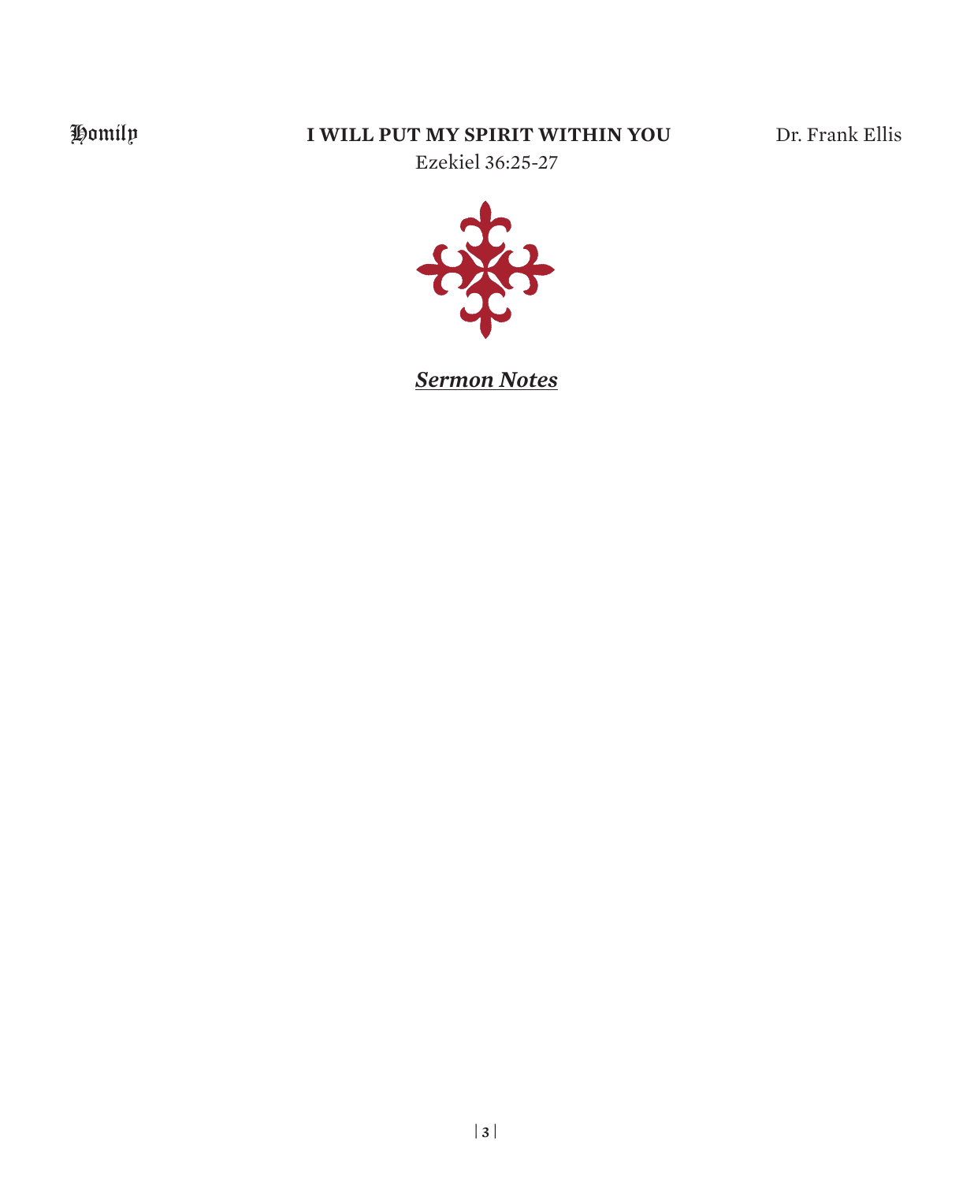# Homily **I WILL PUT MY SPIRIT WITHIN YOU** Dr. Frank Ellis

Ezekiel 36:25-27



*Sermon Notes*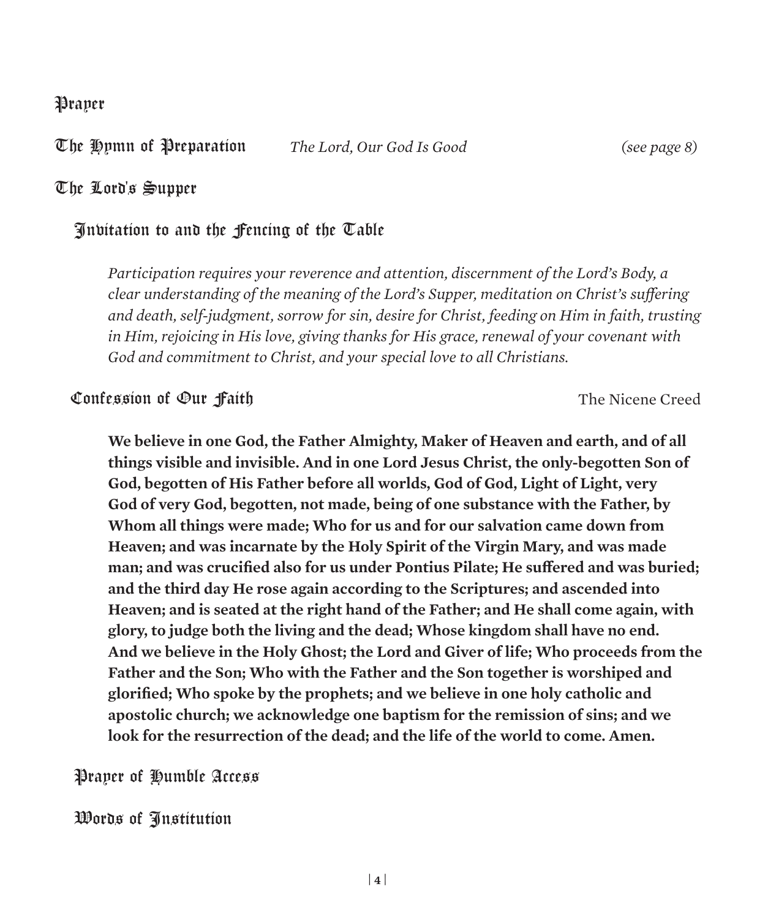Prayer

The Hymn of Preparation *The Lord, Our God Is Good (see page 8)*

# The Lord's Supper

# Invitation to and the Fencing of the Table

*Participation requires your reverence and attention, discernment of the Lord's Body, a clear understanding of the meaning of the Lord's Supper, meditation on Christ's suffering and death, self-judgment, sorrow for sin, desire for Christ, feeding on Him in faith, trusting in Him, rejoicing in His love, giving thanks for His grace, renewal of your covenant with God and commitment to Christ, and your special love to all Christians.*

# Confession of Our Faith The Nicene Creed

**We believe in one God, the Father Almighty, Maker of Heaven and earth, and of all things visible and invisible. And in one Lord Jesus Christ, the only-begotten Son of God, begotten of His Father before all worlds, God of God, Light of Light, very God of very God, begotten, not made, being of one substance with the Father, by Whom all things were made; Who for us and for our salvation came down from Heaven; and was incarnate by the Holy Spirit of the Virgin Mary, and was made man; and was crucified also for us under Pontius Pilate; He suffered and was buried; and the third day He rose again according to the Scriptures; and ascended into Heaven; and is seated at the right hand of the Father; and He shall come again, with glory, to judge both the living and the dead; Whose kingdom shall have no end. And we believe in the Holy Ghost; the Lord and Giver of life; Who proceeds from the Father and the Son; Who with the Father and the Son together is worshiped and glorified; Who spoke by the prophets; and we believe in one holy catholic and apostolic church; we acknowledge one baptism for the remission of sins; and we look for the resurrection of the dead; and the life of the world to come. Amen.**

Prayer of Humble Access

Words of Institution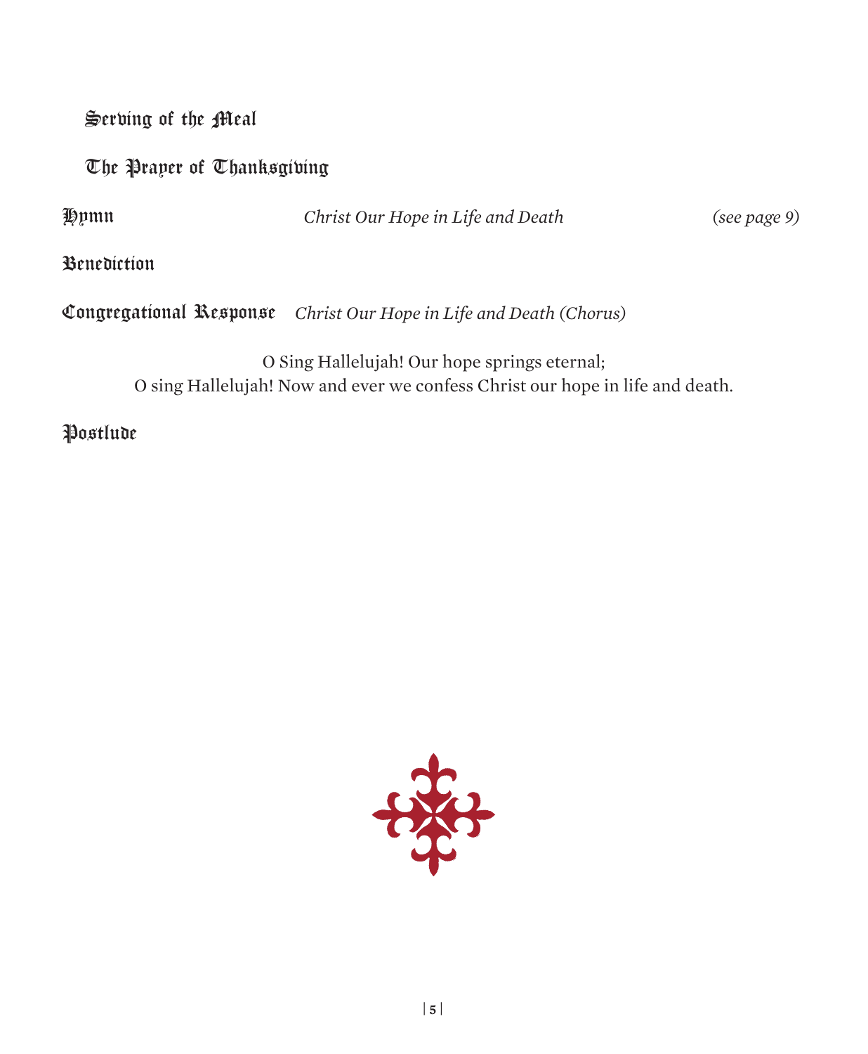Serving of the Meal

The Prayer of Thanksgiving

Hymn *Christ Our Hope in Life and Death (see page 9)*

Benediction

Congregational Response *Christ Our Hope in Life and Death (Chorus)*

O Sing Hallelujah! Our hope springs eternal; O sing Hallelujah! Now and ever we confess Christ our hope in life and death.

Postlude

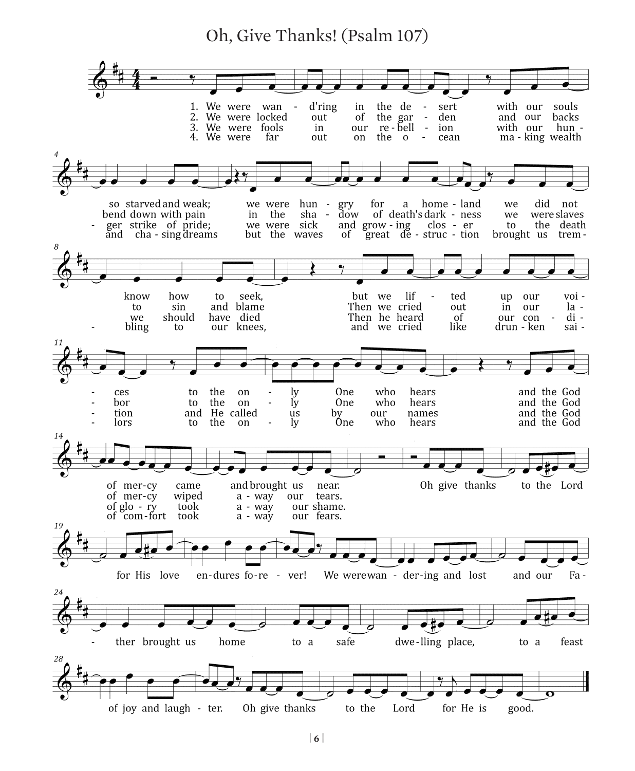# Oh, Give Thanks! (Psalm 107)

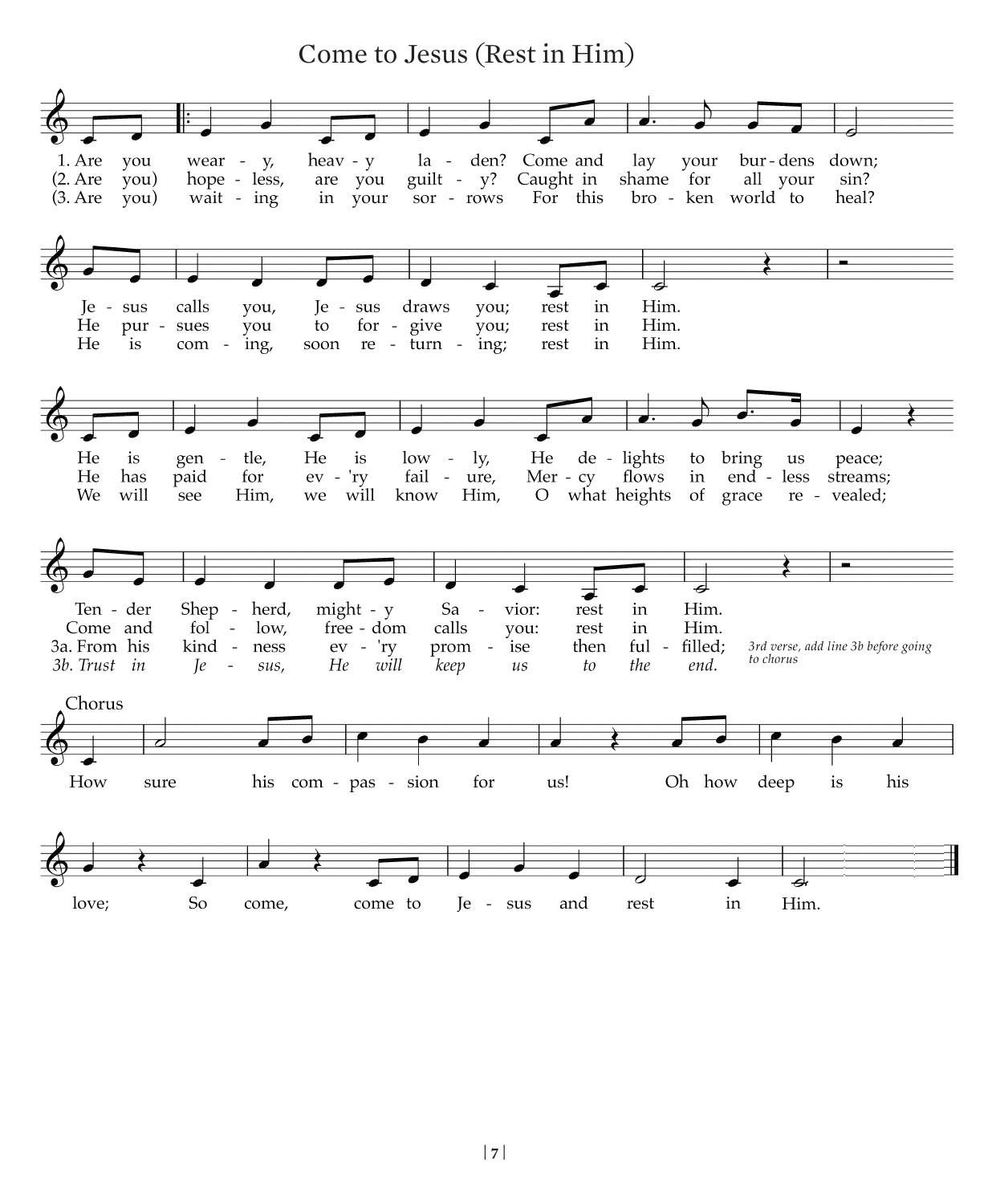Come to Jesus (Rest in Him)

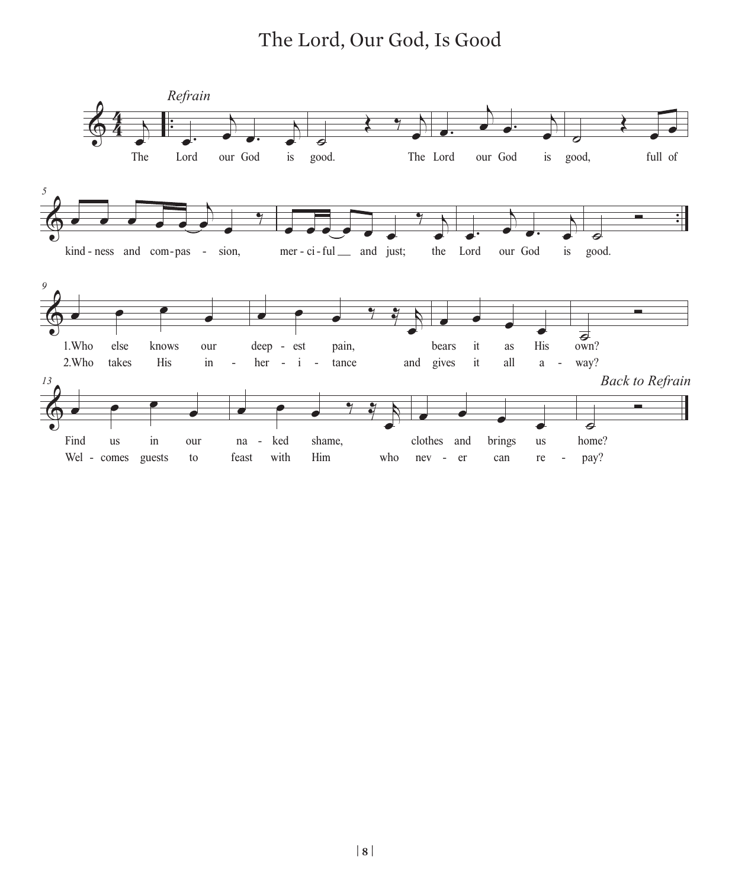The Lord, Our God, Is Good

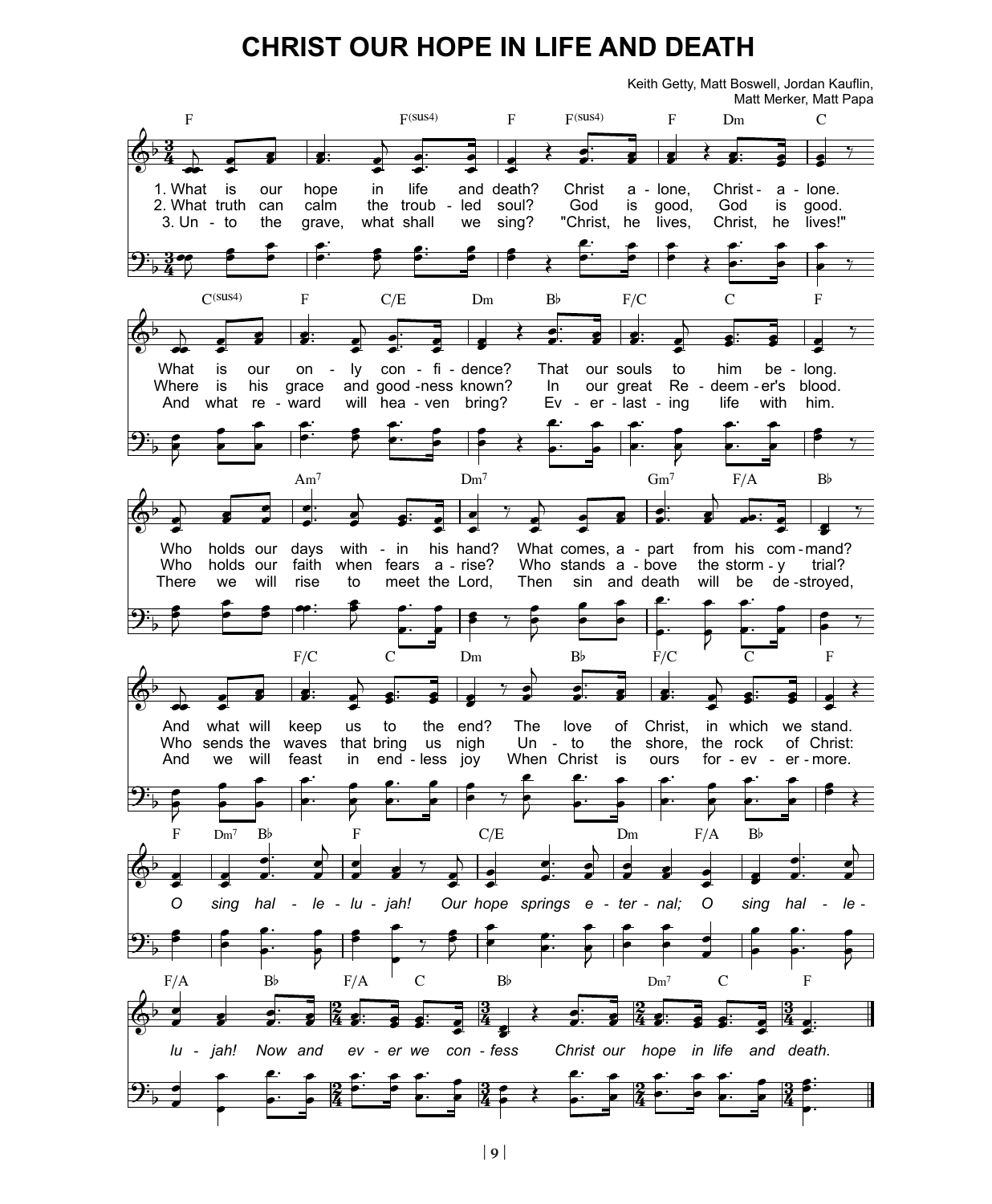# **CHRIST OUR HOPE IN LIFE AND DEATH**

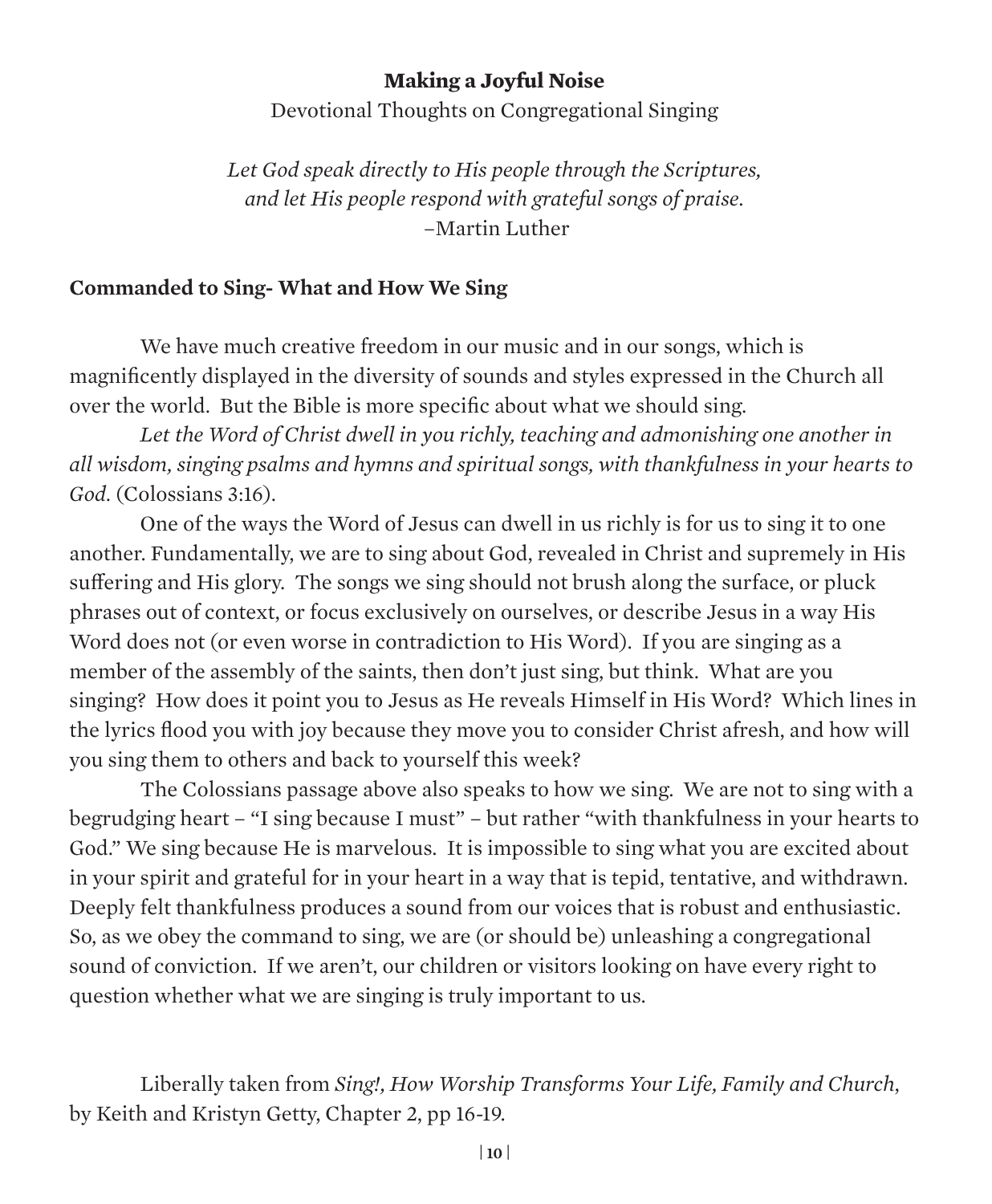### **Making a Joyful Noise**

Devotional Thoughts on Congregational Singing

*Let God speak directly to His people through the Scriptures, and let His people respond with grateful songs of praise.* –Martin Luther

### **Commanded to Sing- What and How We Sing**

We have much creative freedom in our music and in our songs, which is magnificently displayed in the diversity of sounds and styles expressed in the Church all over the world. But the Bible is more specific about what we should sing.

*Let the Word of Christ dwell in you richly, teaching and admonishing one another in all wisdom, singing psalms and hymns and spiritual songs, with thankfulness in your hearts to God.* (Colossians 3:16).

One of the ways the Word of Jesus can dwell in us richly is for us to sing it to one another. Fundamentally, we are to sing about God, revealed in Christ and supremely in His suffering and His glory. The songs we sing should not brush along the surface, or pluck phrases out of context, or focus exclusively on ourselves, or describe Jesus in a way His Word does not (or even worse in contradiction to His Word). If you are singing as a member of the assembly of the saints, then don't just sing, but think. What are you singing? How does it point you to Jesus as He reveals Himself in His Word? Which lines in the lyrics flood you with joy because they move you to consider Christ afresh, and how will you sing them to others and back to yourself this week?

The Colossians passage above also speaks to how we sing. We are not to sing with a begrudging heart – "I sing because I must" – but rather "with thankfulness in your hearts to God." We sing because He is marvelous. It is impossible to sing what you are excited about in your spirit and grateful for in your heart in a way that is tepid, tentative, and withdrawn. Deeply felt thankfulness produces a sound from our voices that is robust and enthusiastic. So, as we obey the command to sing, we are (or should be) unleashing a congregational sound of conviction. If we aren't, our children or visitors looking on have every right to question whether what we are singing is truly important to us.

Liberally taken from *Sing!, How Worship Transforms Your Life, Family and Church*, by Keith and Kristyn Getty, Chapter 2, pp 16-19.